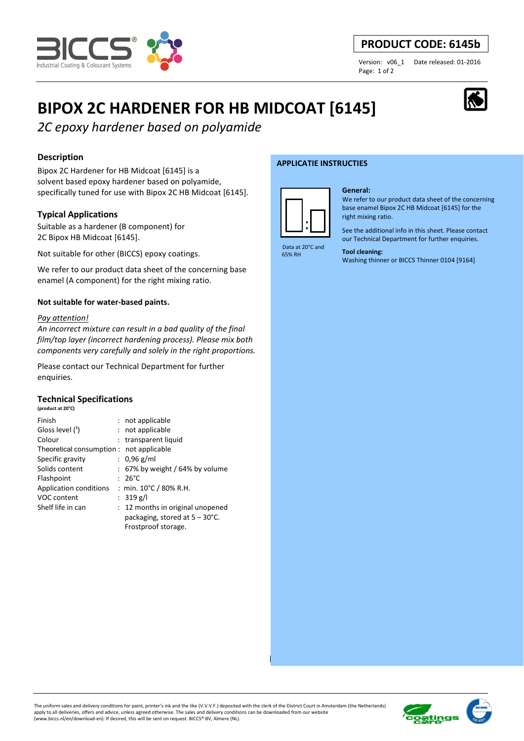**PRODUCT CODE: 6145b**

Version: v06_1 Date released: 01-2016

# BIPOX 2C HARDENER FOR HB MIDCOAT [6145]

*2C epoxy hardener based on polyamide*

## Description

Bipox 2C Hardener for HB Midcoat [6145] is a solvent based epoxy hardener based on polyamide, specifically tuned for use with Bipox 2C HB Midcoat [6145].

## Typical Applications

Suitable as a hardener (B component) for 2C Bipox HB Midcoat [6145].

Not suitable for other (BICCS) epoxy coatings.

We refer to our product data sheet of the concerning base enamel (A component) for the right mixing ratio.

**Not suitable for water-based paints.**

*Pay attention!*

*An incorrect mixture can result in a bad quality of the final film/top layer (incorrect hardening process). Please mix both components very carefully and solely in the right proportions.*

Please contact our Technical Department for further enquiries.

## Technical Specifications

**(product at 20°C)**

| | |
|---|---|
| Finish | : not applicable |
| Gloss level ([1]) | : not applicable |
| Colour | : transparent liquid |
| Theoretical consumption | : not applicable |
| Specific gravity | : 0,96 g/ml |
| Solids content | : 67% by weight / 64% by volume |
| Flashpoint | : 26°C |
| Application conditions | : min. 10°C / 80% R.H. |
| VOC content | : 319 g/l |
| Shelf life in can | : 12 months in original unopened packaging, stored at 5 – 30°C. Frostproof storage. |

## APPLICATIE INSTRUCTIES

Data at 20°C and 65% RH

**General:**
We refer to our product data sheet of the concerning base enamel Bipox 2C HB Midcoat [6145] for the right mixing ratio.

See the additional info in this sheet. Please contact our Technical Department for further enquiries.

**Tool cleaning:**
Washing thinner or BICCS Thinner 0104 [9164]

The uniform sales and delivery conditions for paint, printer's ink and the like (V.V.V.F.) deposited with the clerk of the District Court in Amsterdam (the Netherlands) apply to all deliveries, offers and advice, unless agreed otherwise. The sales and delivery conditions can be downloaded from our website (www.biccs.nl/en/download-en). If desired, this will be sent on request. BICCS® BV, Almere (NL).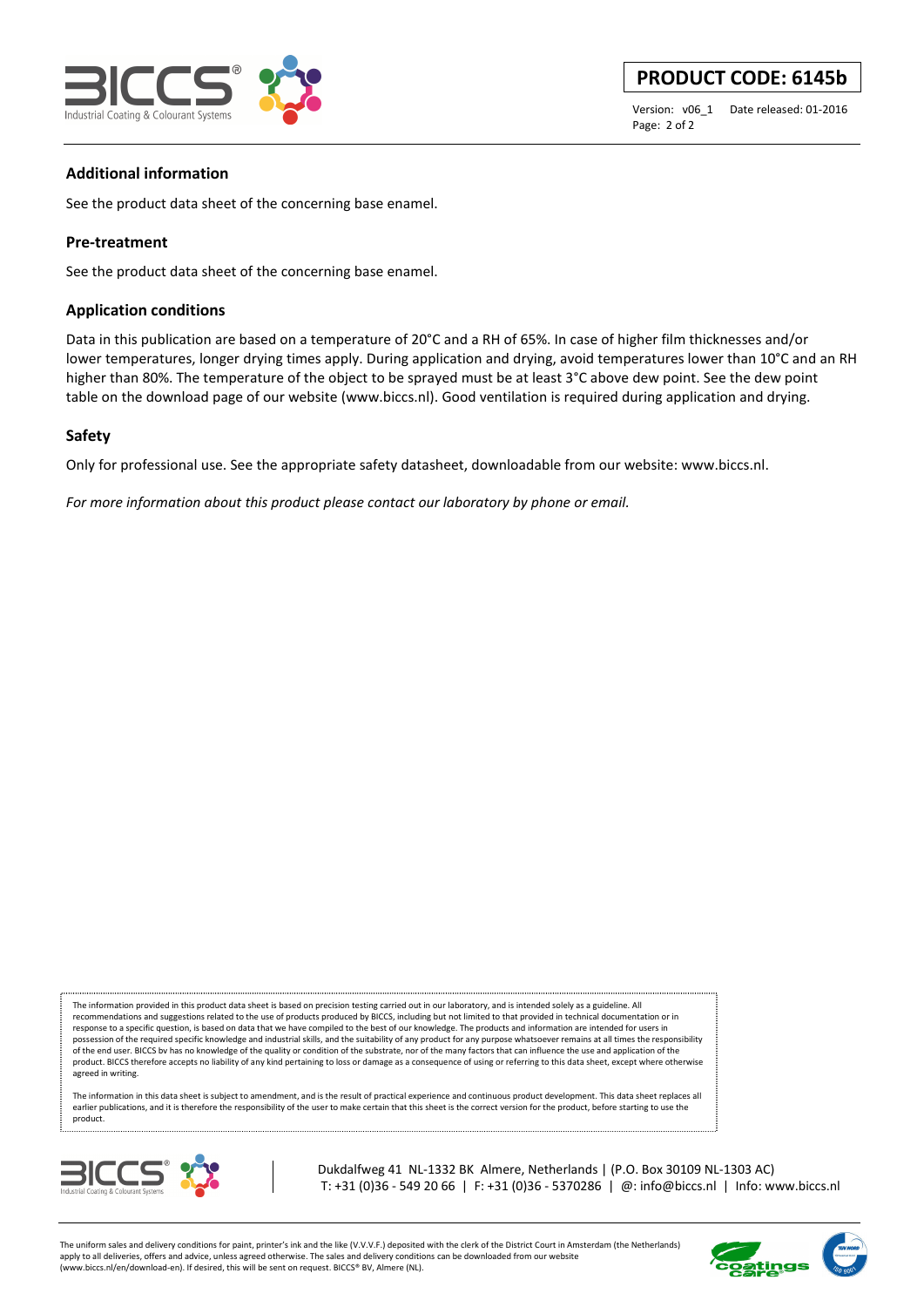## Additional information

See the product data sheet of the concerning base enamel.

## Pre-treatment

See the product data sheet of the concerning base enamel.

## Application conditions

Data in this publication are based on a temperature of 20°C and a RH of 65%. In case of higher film thicknesses and/or lower temperatures, longer drying times apply. During application and drying, avoid temperatures lower than 10°C and an RH higher than 80%. The temperature of the object to be sprayed must be at least 3°C above dew point. See the dew point table on the download page of our website (www.biccs.nl). Good ventilation is required during application and drying.

## Safety

Only for professional use. See the appropriate safety datasheet, downloadable from our website: www.biccs.nl.

*For more information about this product please contact our laboratory by phone or email.*

The information provided in this product data sheet is based on precision testing carried out in our laboratory, and is intended solely as a guideline. All recommendations and suggestions related to the use of products produced by BICCS, including but not limited to that provided in technical documentation or in response to a specific question, is based on data that we have compiled to the best of our knowledge. The products and information are intended for users in possession of the required specific knowledge and industrial skills, and the suitability of any product for any purpose whatsoever remains at all times the responsibility of the end user. BICCS bv has no knowledge of the quality or condition of the substrate, nor of the many factors that can influence the use and application of the product. BICCS therefore accepts no liability of any kind pertaining to loss or damage as a consequence of using or referring to this data sheet, except where otherwise agreed in writing.

The information in this data sheet is subject to amendment, and is the result of practical experience and continuous product development. This data sheet replaces all earlier publications, and it is therefore the responsibility of the user to make certain that this sheet is the correct version for the product, before starting to use the product.

Dukdalfweg 41 NL-1332 BK Almere, Netherlands | (P.O. Box 30109 NL-1303 AC)
T: +31 (0)36 - 549 20 66 | F: +31 (0)36 - 5370286 | @: info@biccs.nl | Info: www.biccs.nl

The uniform sales and delivery conditions for paint, printer's ink and the like (V.V.V.F.) deposited with the clerk of the District Court in Amsterdam (the Netherlands) apply to all deliveries, offers and advice, unless agreed otherwise. The sales and delivery conditions can be downloaded from our website (www.biccs.nl/en/download-en). If desired, this will be sent on request. BICCS® BV, Almere (NL).